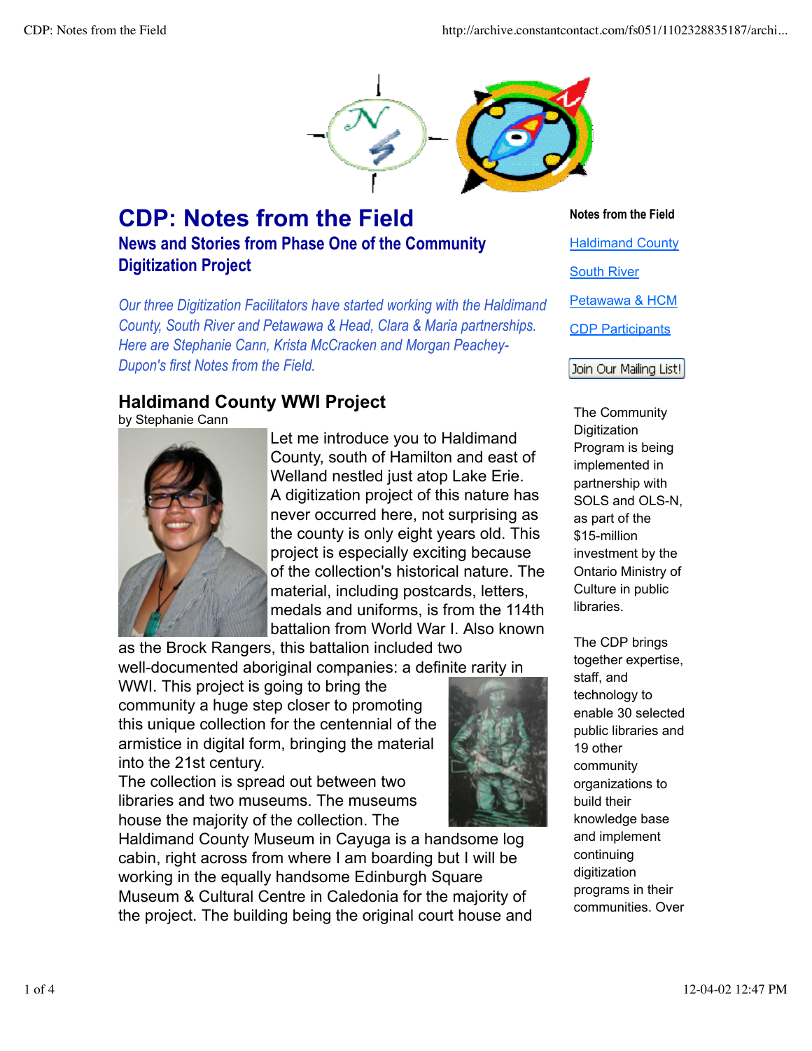# CDP: Notes from the Field

## News and Stories from Phase One of the Community Digitization Project

*Our three Digitization Facilitators have started working with the Haldimand County, South River and Petawawa & Head, Clara & Maria partnerships. Here are Stephanie Cann, Krista McCracken and Morgan Peachey-Dupon's first Notes from the Field.*

### Haldimand County WWI Project

by Stephanie Cann

Let me introduce you to Haldimand County, south of Hamilton and east of Welland nestled just atop Lake Erie. A digitization project of this nature has never occurred here, not surprising as the county is only eight years old. This project is especially exciting because of the collection's historical nature. The material, including postcards, letters, medals and uniforms, is from the 114th battalion from World War I. Also known as the Brock Rangers, this battalion included two well-documented aboriginal companies: a definite rarity in WWI. This project is going to bring the community a huge step closer to promoting this unique collection for the centennial of the armistice in digital form, bringing the material into the 21st century.

The collection is spread out between two libraries and two museums. The museums house the majority of the collection. The Haldimand County Museum in Cayuga is a handsome log cabin, right across from where I am boarding but I will be working in the equally handsome Edinburgh Square Museum & Cultural Centre in Caledonia for the majority of the project. The building being the original court house and

**Notes from the Field**

[Haldimand County]

[South River]

[Petawawa & HCM]

[CDP Participants]

Join Our Mailing List!

The Community Digitization Program is being implemented in partnership with SOLS and OLS-N, as part of the $15-million investment by the Ontario Ministry of Culture in public libraries.

The CDP brings together expertise, staff, and technology to enable 30 selected public libraries and 19 other community organizations to build their knowledge base and implement continuing digitization programs in their communities. Over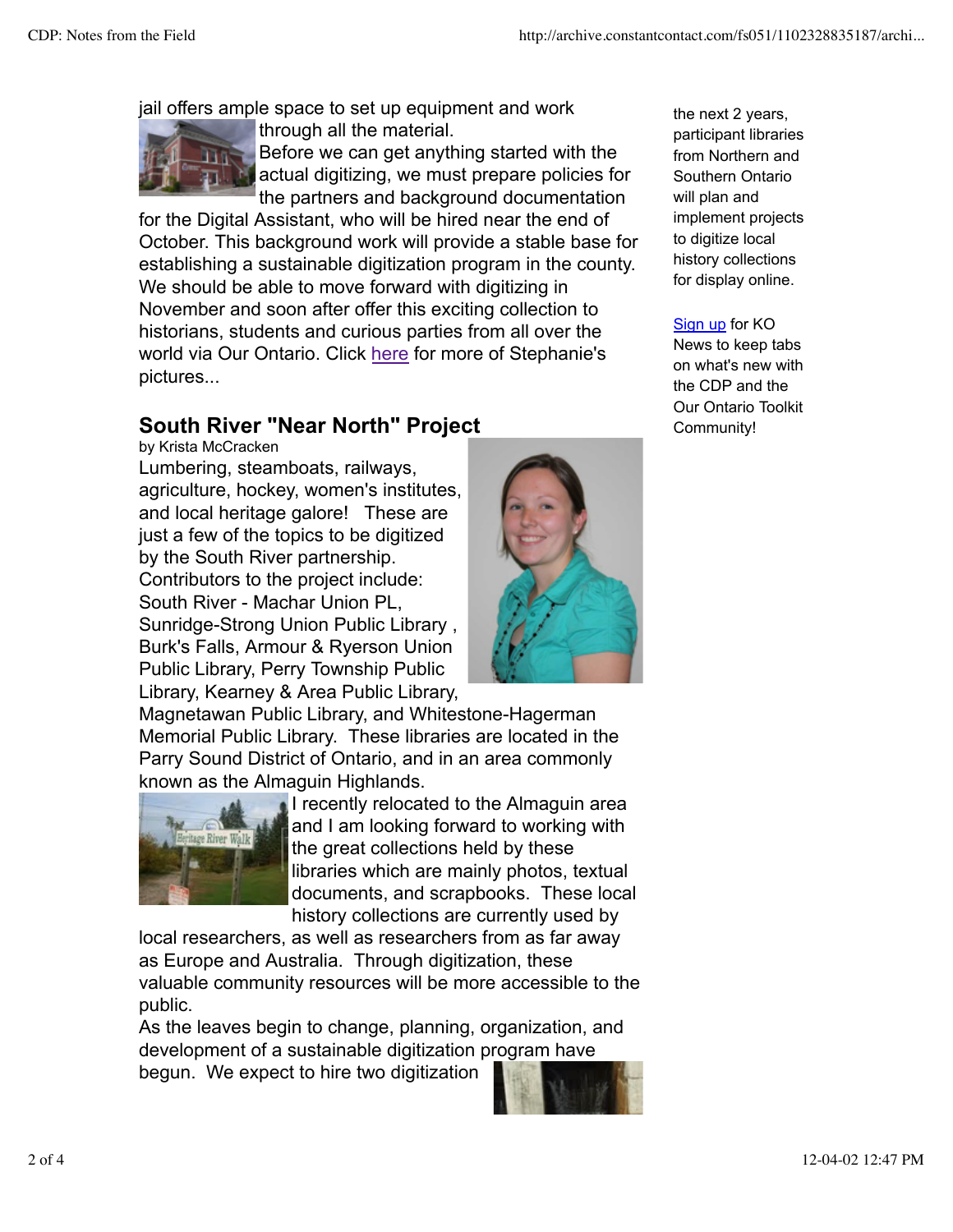jail offers ample space to set up equipment and work through all the material.

Before we can get anything started with the actual digitizing, we must prepare policies for the partners and background documentation for the Digital Assistant, who will be hired near the end of October. This background work will provide a stable base for establishing a sustainable digitization program in the county. We should be able to move forward with digitizing in November and soon after offer this exciting collection to historians, students and curious parties from all over the world via Our Ontario. Click here for more of Stephanie's pictures...

## South River "Near North" Project

by Krista McCracken

Lumbering, steamboats, railways, agriculture, hockey, women's institutes, and local heritage galore! These are just a few of the topics to be digitized by the South River partnership. Contributors to the project include: South River - Machar Union PL, Sunridge-Strong Union Public Library , Burk's Falls, Armour & Ryerson Union Public Library, Perry Township Public Library, Kearney & Area Public Library, Magnetawan Public Library, and Whitestone-Hagerman Memorial Public Library. These libraries are located in the Parry Sound District of Ontario, and in an area commonly known as the Almaguin Highlands.

I recently relocated to the Almaguin area and I am looking forward to working with the great collections held by these libraries which are mainly photos, textual documents, and scrapbooks. These local history collections are currently used by local researchers, as well as researchers from as far away as Europe and Australia. Through digitization, these valuable community resources will be more accessible to the public.

As the leaves begin to change, planning, organization, and development of a sustainable digitization program have begun. We expect to hire two digitization

the next 2 years, participant libraries from Northern and Southern Ontario will plan and implement projects to digitize local history collections for display online.

Sign up for KO News to keep tabs on what's new with the CDP and the Our Ontario Toolkit Community!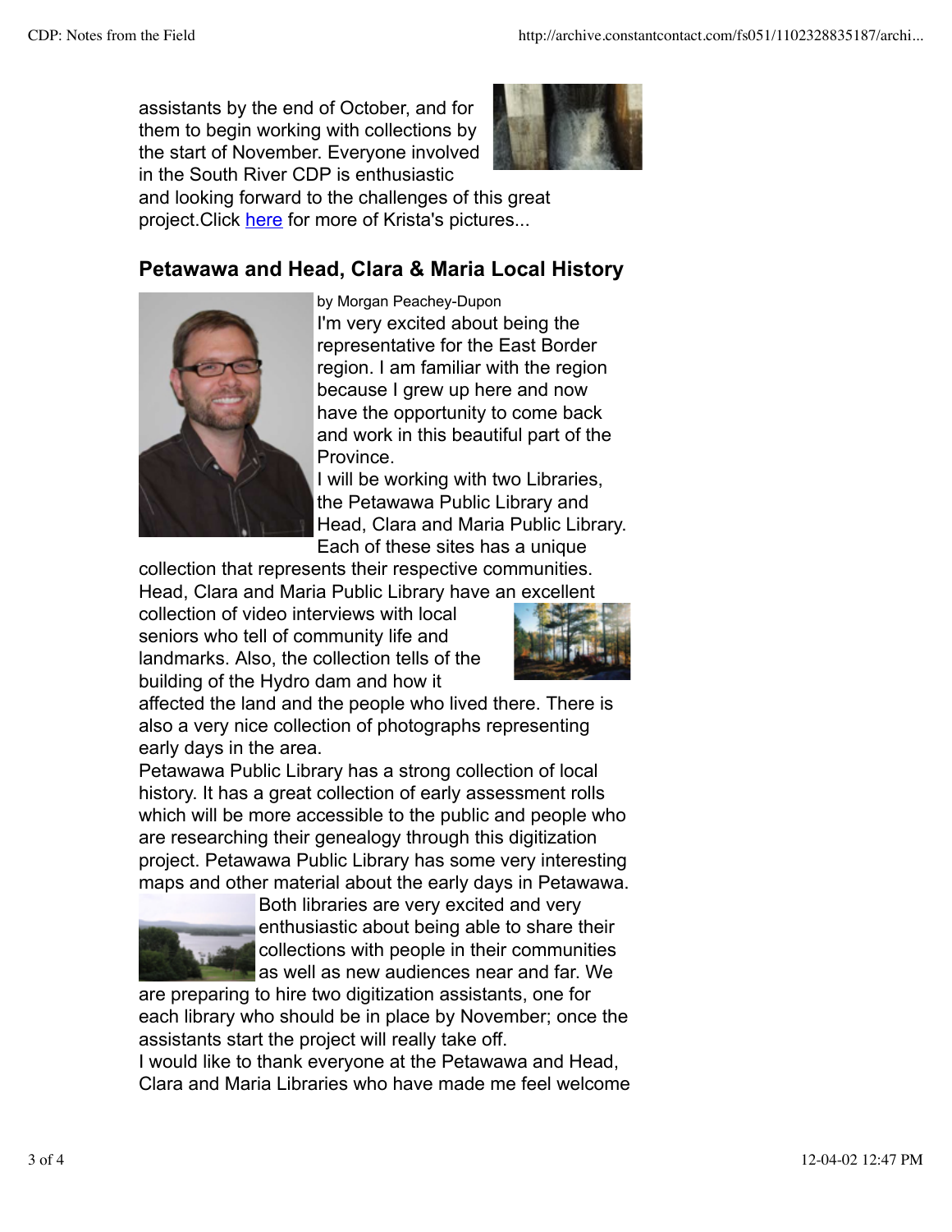assistants by the end of October, and for them to begin working with collections by the start of November. Everyone involved in the South River CDP is enthusiastic and looking forward to the challenges of this great project.Click [here]() for more of Krista's pictures...

## Petawawa and Head, Clara & Maria Local History

by Morgan Peachey-Dupon

I'm very excited about being the representative for the East Border region. I am familiar with the region because I grew up here and now have the opportunity to come back and work in this beautiful part of the Province.

I will be working with two Libraries, the Petawawa Public Library and Head, Clara and Maria Public Library. Each of these sites has a unique collection that represents their respective communities.

Head, Clara and Maria Public Library have an excellent collection of video interviews with local seniors who tell of community life and landmarks. Also, the collection tells of the building of the Hydro dam and how it affected the land and the people who lived there. There is also a very nice collection of photographs representing early days in the area.

Petawawa Public Library has a strong collection of local history. It has a great collection of early assessment rolls which will be more accessible to the public and people who are researching their genealogy through this digitization project. Petawawa Public Library has some very interesting maps and other material about the early days in Petawawa.

Both libraries are very excited and very enthusiastic about being able to share their collections with people in their communities as well as new audiences near and far. We are preparing to hire two digitization assistants, one for each library who should be in place by November; once the assistants start the project will really take off.

I would like to thank everyone at the Petawawa and Head, Clara and Maria Libraries who have made me feel welcome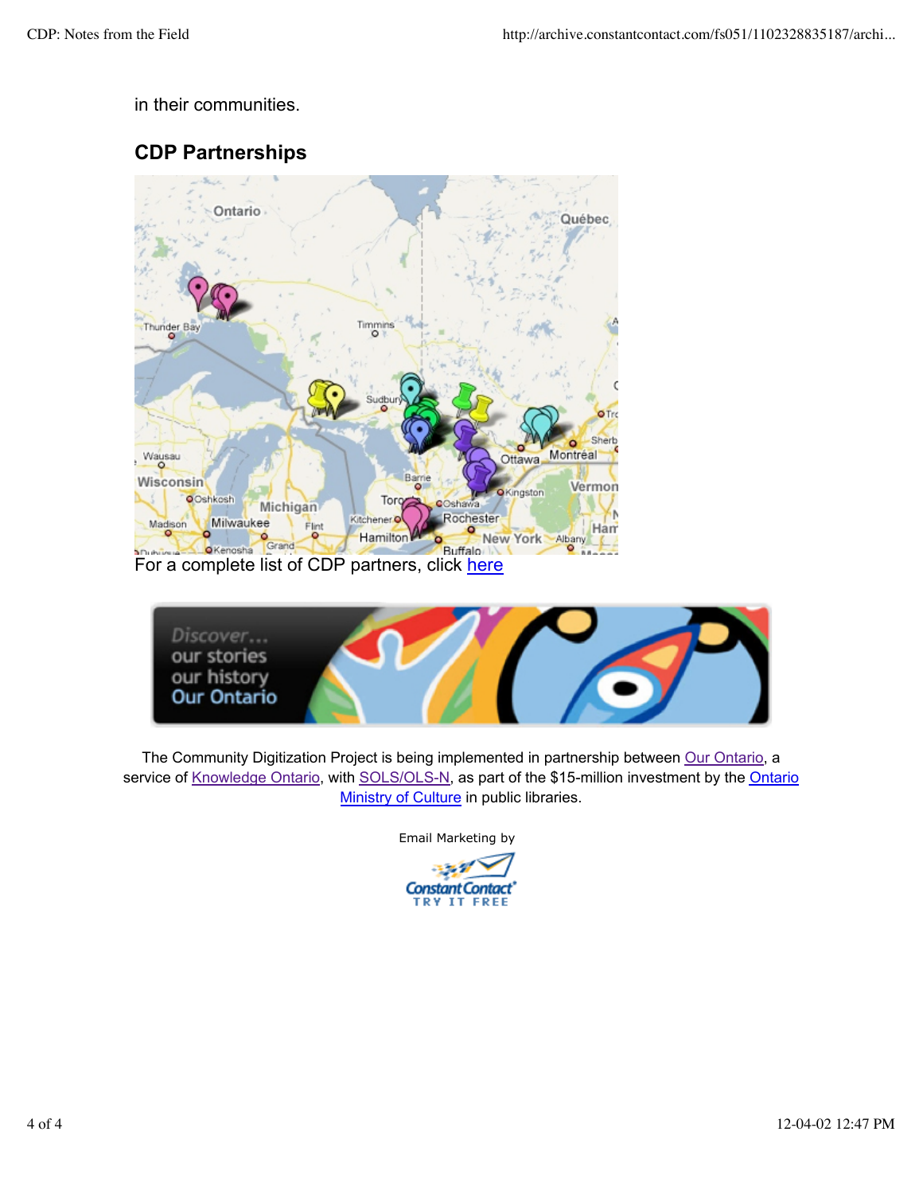in their communities.

## CDP Partnerships

For a complete list of CDP partners, click here

The Community Digitization Project is being implemented in partnership between Our Ontario, a service of Knowledge Ontario, with SOLS/OLS-N, as part of the $15-million investment by the Ontario Ministry of Culture in public libraries.

Email Marketing by